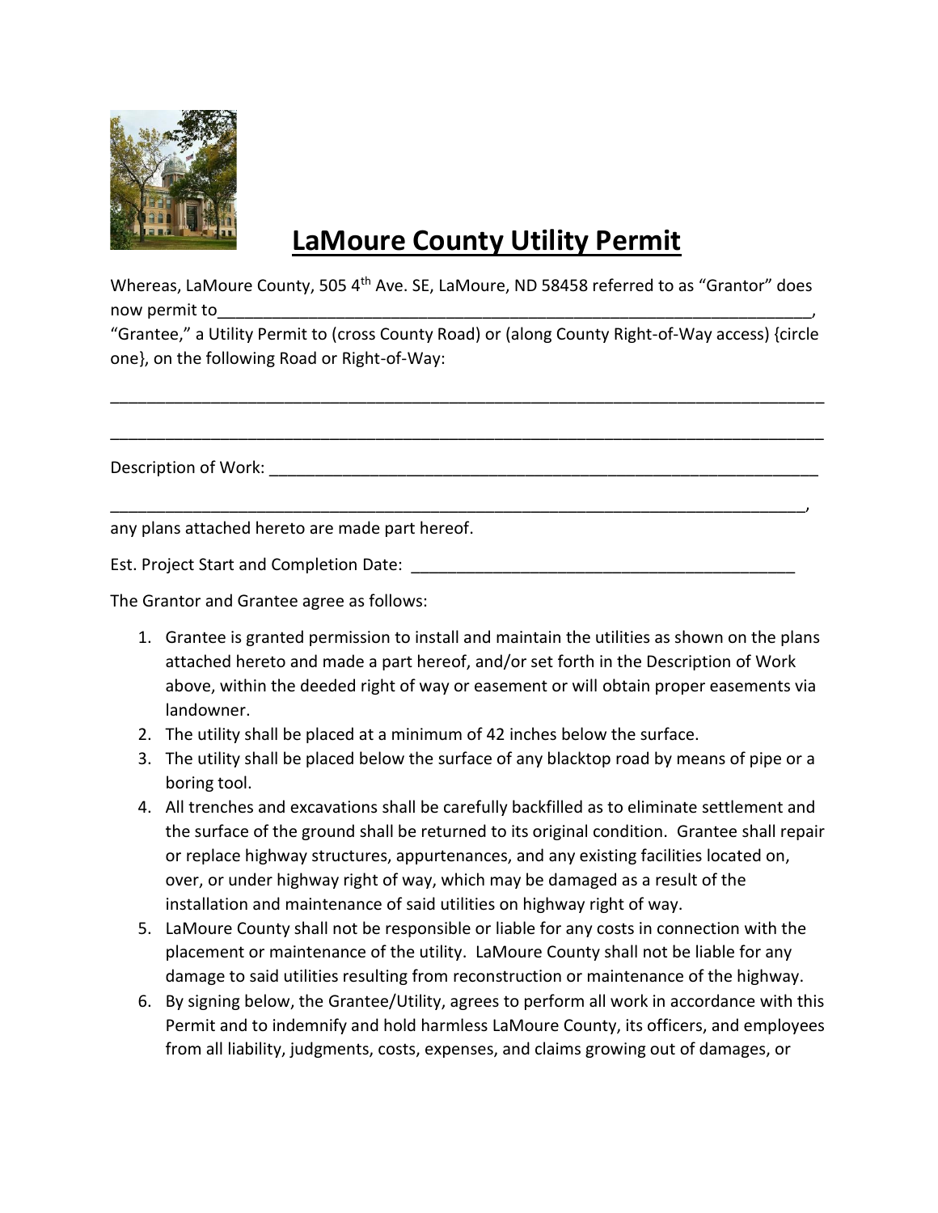# LaMoure County Utility Permit

Whereas, LaMoure County, 505 4th Ave. SE, LaMoure, ND 58458 referred to as "Grantor" does now permit to_________________________________________________________________, "Grantee," a Utility Permit to (cross County Road) or (along County Right-of-Way access) {circle one}, on the following Road or Right-of-Way:

_______________________________________________________________________________

_______________________________________________________________________________

Description of Work: ____________________________________________________________

______________________________________________________________________________,
any plans attached hereto are made part hereof.

Est. Project Start and Completion Date: __________________________________________

The Grantor and Grantee agree as follows:

1. Grantee is granted permission to install and maintain the utilities as shown on the plans attached hereto and made a part hereof, and/or set forth in the Description of Work above, within the deeded right of way or easement or will obtain proper easements via landowner.
2. The utility shall be placed at a minimum of 42 inches below the surface.
3. The utility shall be placed below the surface of any blacktop road by means of pipe or a boring tool.
4. All trenches and excavations shall be carefully backfilled as to eliminate settlement and the surface of the ground shall be returned to its original condition. Grantee shall repair or replace highway structures, appurtenances, and any existing facilities located on, over, or under highway right of way, which may be damaged as a result of the installation and maintenance of said utilities on highway right of way.
5. LaMoure County shall not be responsible or liable for any costs in connection with the placement or maintenance of the utility. LaMoure County shall not be liable for any damage to said utilities resulting from reconstruction or maintenance of the highway.
6. By signing below, the Grantee/Utility, agrees to perform all work in accordance with this Permit and to indemnify and hold harmless LaMoure County, its officers, and employees from all liability, judgments, costs, expenses, and claims growing out of damages, or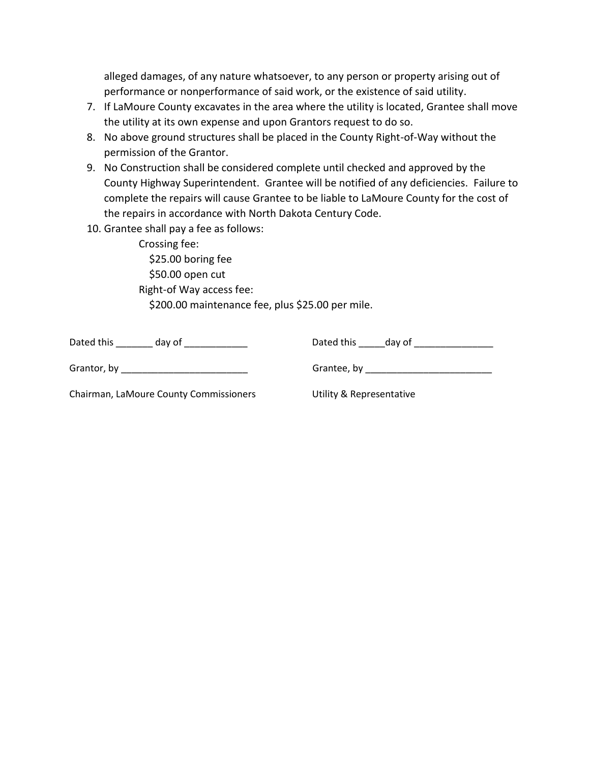alleged damages, of any nature whatsoever, to any person or property arising out of performance or nonperformance of said work, or the existence of said utility.

7. If LaMoure County excavates in the area where the utility is located, Grantee shall move the utility at its own expense and upon Grantors request to do so.
8. No above ground structures shall be placed in the County Right-of-Way without the permission of the Grantor.
9. No Construction shall be considered complete until checked and approved by the County Highway Superintendent. Grantee will be notified of any deficiencies. Failure to complete the repairs will cause Grantee to be liable to LaMoure County for the cost of the repairs in accordance with North Dakota Century Code.
10. Grantee shall pay a fee as follows:

    Crossing fee:
    - $25.00 boring fee
    - $50.00 open cut

    Right-of Way access fee:
    - $200.00 maintenance fee, plus $25.00 per mile.

Dated this _______ day of ____________

Grantor, by ________________________

Chairman, LaMoure County Commissioners

Dated this _____day of _______________

Grantee, by ________________________

Utility & Representative